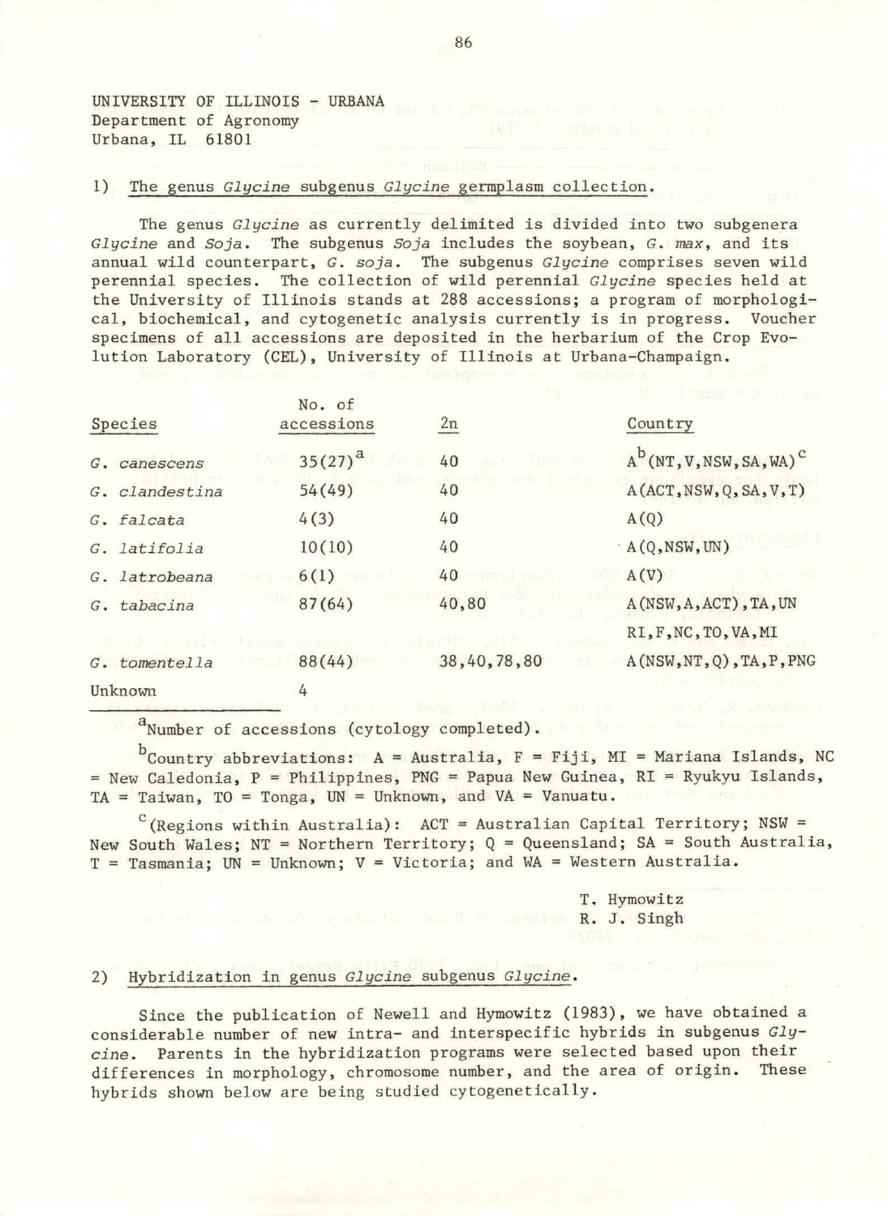UNIVERSITY OF ILLINOIS - URBANA
Department of Agronomy
Urbana, IL 61801

## 1) The genus *Glycine* subgenus *Glycine* germplasm collection.

The genus *Glycine* as currently delimited is divided into two subgenera *Glycine* and *Soja*. The subgenus *Soja* includes the soybean, *G. max*, and its annual wild counterpart, *G. soja*. The subgenus *Glycine* comprises seven wild perennial species. The collection of wild perennial *Glycine* species held at the University of Illinois stands at 288 accessions; a program of morphological, biochemical, and cytogenetic analysis currently is in progress. Voucher specimens of all accessions are deposited in the herbarium of the Crop Evolution Laboratory (CEL), University of Illinois at Urbana-Champaign.

| Species | No. of accessions | 2n | Country |
|---|---|---|---|
| *G. canescens* | 35(27)[a] | 40 | A[b](NT,V,NSW,SA,WA)[c] |
| *G. clandestina* | 54(49) | 40 | A(ACT,NSW,Q,SA,V,T) |
| *G. falcata* | 4(3) | 40 | A(Q) |
| *G. latifolia* | 10(10) | 40 | A(Q,NSW,UN) |
| *G. latrobeana* | 6(1) | 40 | A(V) |
| *G. tabacina* | 87(64) | 40,80 | A(NSW,A,ACT),TA,UN RI,F,NC,TO,VA,MI |
| *G. tomentella* | 88(44) | 38,40,78,80 | A(NSW,NT,Q),TA,P,PNG |
| Unknown | 4 | | |

[a]Number of accessions (cytology completed).

[b]Country abbreviations: A = Australia, F = Fiji, MI = Mariana Islands, NC = New Caledonia, P = Philippines, PNG = Papua New Guinea, RI = Ryukyu Islands, TA = Taiwan, TO = Tonga, UN = Unknown, and VA = Vanuatu.

[c](Regions within Australia): ACT = Australian Capital Territory; NSW = New South Wales; NT = Northern Territory; Q = Queensland; SA = South Australia, T = Tasmania; UN = Unknown; V = Victoria; and WA = Western Australia.

T. Hymowitz
R. J. Singh

## 2) Hybridization in genus *Glycine* subgenus *Glycine*.

Since the publication of Newell and Hymowitz (1983), we have obtained a considerable number of new intra- and interspecific hybrids in subgenus *Glycine*. Parents in the hybridization programs were selected based upon their differences in morphology, chromosome number, and the area of origin. These hybrids shown below are being studied cytogenetically.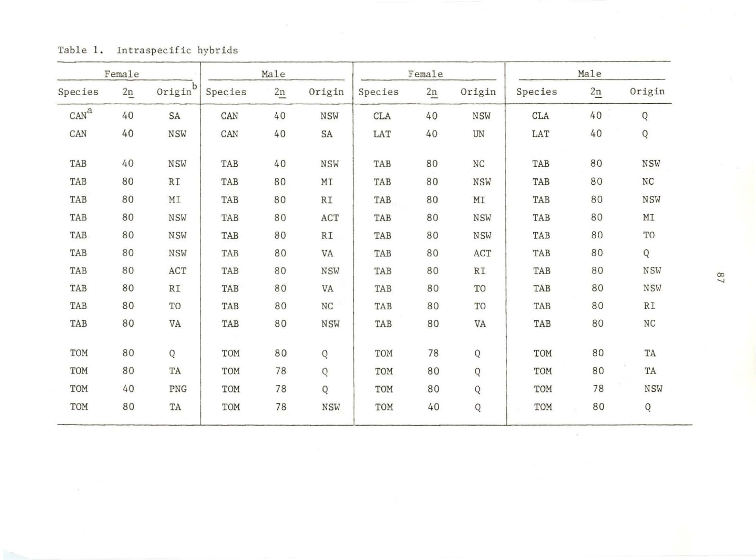Table 1. Intraspecific hybrids

| Female | | | Male | | | Female | | | Male | | |
|---|---|---|---|---|---|---|---|---|---|---|---|
| Species | 2n | Origin[b] | Species | 2n | Origin | Species | 2n | Origin | Species | 2n | Origin |
| CAN[a] | 40 | SA | CAN | 40 | NSW | CLA | 40 | NSW | CLA | 40 | Q |
| CAN | 40 | NSW | CAN | 40 | SA | LAT | 40 | UN | LAT | 40 | Q |
| TAB | 40 | NSW | TAB | 40 | NSW | TAB | 80 | NC | TAB | 80 | NSW |
| TAB | 80 | RI | TAB | 80 | MI | TAB | 80 | NSW | TAB | 80 | NC |
| TAB | 80 | MI | TAB | 80 | RI | TAB | 80 | MI | TAB | 80 | NSW |
| TAB | 80 | NSW | TAB | 80 | ACT | TAB | 80 | NSW | TAB | 80 | MI |
| TAB | 80 | NSW | TAB | 80 | RI | TAB | 80 | NSW | TAB | 80 | TO |
| TAB | 80 | NSW | TAB | 80 | VA | TAB | 80 | ACT | TAB | 80 | Q |
| TAB | 80 | ACT | TAB | 80 | NSW | TAB | 80 | RI | TAB | 80 | NSW |
| TAB | 80 | RI | TAB | 80 | VA | TAB | 80 | TO | TAB | 80 | NSW |
| TAB | 80 | TO | TAB | 80 | NC | TAB | 80 | TO | TAB | 80 | RI |
| TAB | 80 | VA | TAB | 80 | NSW | TAB | 80 | VA | TAB | 80 | NC |
| TOM | 80 | Q | TOM | 80 | Q | TOM | 78 | Q | TOM | 80 | TA |
| TOM | 80 | TA | TOM | 78 | Q | TOM | 80 | Q | TOM | 80 | TA |
| TOM | 40 | PNG | TOM | 78 | Q | TOM | 80 | Q | TOM | 78 | NSW |
| TOM | 80 | TA | TOM | 78 | NSW | TOM | 40 | Q | TOM | 80 | Q |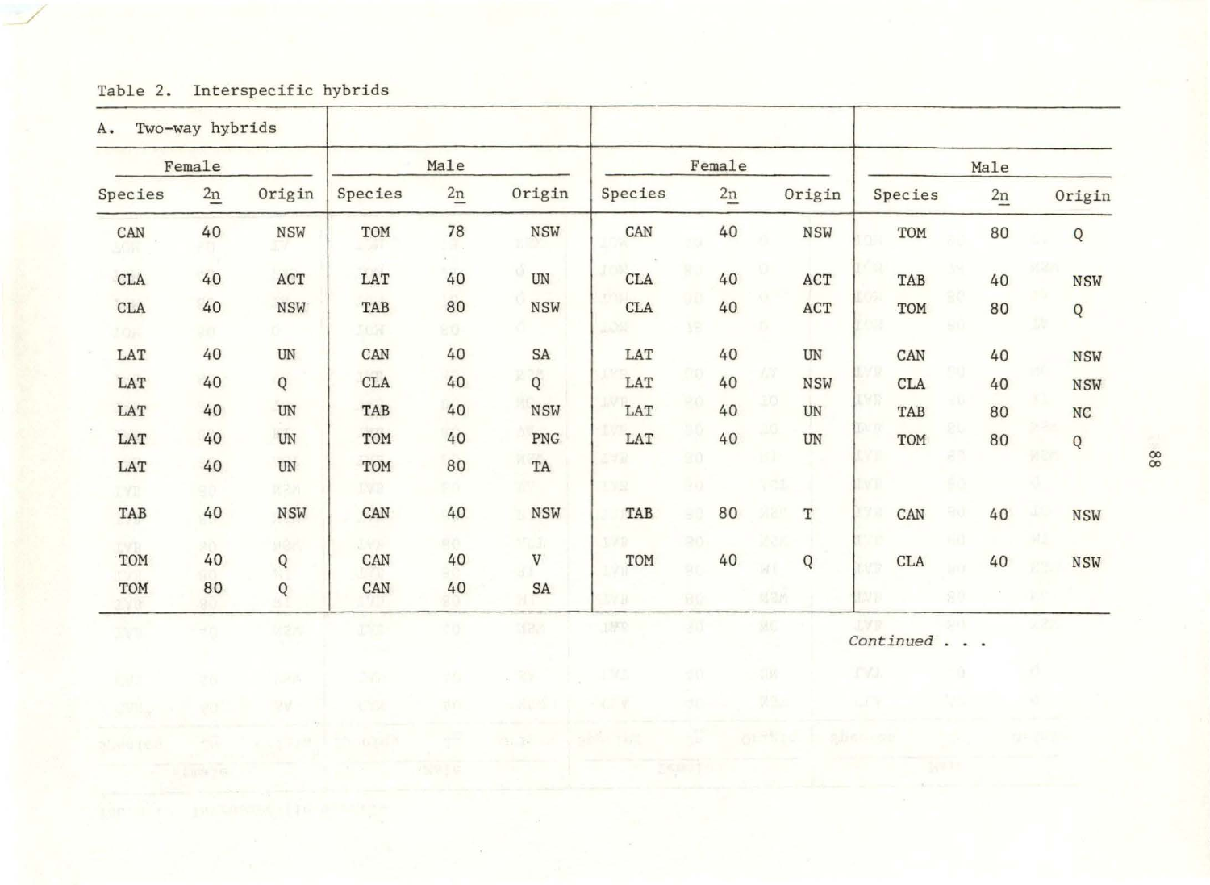Table 2. Interspecific hybrids

A. Two-way hybrids

| Female | | | Male | | | Female | | | Male | | |
|---|---|---|---|---|---|---|---|---|---|---|---|
| Species | 2n | Origin | Species | 2n | Origin | Species | 2n | Origin | Species | 2n | Origin |
| CAN | 40 | NSW | TOM | 78 | NSW | CAN | 40 | NSW | TOM | 80 | Q |
| CLA | 40 | ACT | LAT | 40 | UN | CLA | 40 | ACT | TAB | 40 | NSW |
| CLA | 40 | NSW | TAB | 80 | NSW | CLA | 40 | ACT | TOM | 80 | Q |
| LAT | 40 | UN | CAN | 40 | SA | LAT | 40 | UN | CAN | 40 | NSW |
| LAT | 40 | Q | CLA | 40 | Q | LAT | 40 | NSW | CLA | 40 | NSW |
| LAT | 40 | UN | TAB | 40 | NSW | LAT | 40 | UN | TAB | 80 | NC |
| LAT | 40 | UN | TOM | 40 | PNG | LAT | 40 | UN | TOM | 80 | Q |
| LAT | 40 | UN | TOM | 80 | TA | | | | | | |
| TAB | 40 | NSW | CAN | 40 | NSW | TAB | 80 | T | CAN | 40 | NSW |
| TOM | 40 | Q | CAN | 40 | V | TOM | 40 | Q | CLA | 40 | NSW |
| TOM | 80 | Q | CAN | 40 | SA | | | | | | |

*Continued . . .*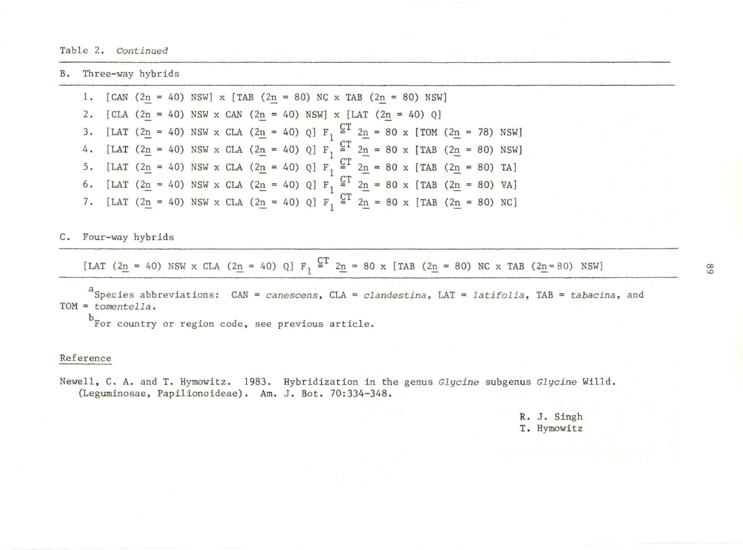Table 2. *Continued*

B. Three-way hybrids

1. [CAN ($2\underline{n}$ = 40) NSW] x [TAB ($2\underline{n}$ = 80) NC x TAB ($2\underline{n}$ = 80) NSW]
2. [CLA ($2\underline{n}$ = 40) NSW x CAN ($2\underline{n}$ = 40) NSW] x [LAT ($2\underline{n}$ = 40) Q]
3. [LAT ($2\underline{n}$ = 40) NSW x CLA ($2\underline{n}$ = 40) Q] $F_1 \overset{CT}{=}$ $2\underline{n}$ = 80 x [TOM ($2\underline{n}$ = 78) NSW]
4. [LAT ($2\underline{n}$ = 40) NSW x CLA ($2\underline{n}$ = 40) Q] $F_1 \overset{CT}{=}$ $2\underline{n}$ = 80 x [TAB ($2\underline{n}$ = 80) NSW]
5. [LAT ($2\underline{n}$ = 40) NSW x CLA ($2\underline{n}$ = 40) Q] $F_1 \overset{CT}{=}$ $2\underline{n}$ = 80 x [TAB ($2\underline{n}$ = 80) TA]
6. [LAT ($2\underline{n}$ = 40) NSW x CLA ($2\underline{n}$ = 40) Q] $F_1 \overset{CT}{=}$ $2\underline{n}$ = 80 x [TAB ($2\underline{n}$ = 80) VA]
7. [LAT ($2\underline{n}$ = 40) NSW x CLA ($2\underline{n}$ = 40) Q] $F_1 \overset{CT}{=}$ $2\underline{n}$ = 80 x [TAB ($2\underline{n}$ = 80) NC]

C. Four-way hybrids

[LAT ($2\underline{n}$ = 40) NSW x CLA ($2\underline{n}$ = 40) Q] $F_1 \overset{CT}{=}$ $2\underline{n}$ = 80 x [TAB ($2\underline{n}$ = 80) NC x TAB ($2\underline{n}$=80) NSW]

[a]Species abbreviations: CAN = *canescens*, CLA = *clandestina*, LAT = *latifolia*, TAB = *tabacina*, and TOM = *tomentella*.

[b]For country or region code, see previous article.

## Reference

Newell, C. A. and T. Hymowitz. 1983. Hybridization in the genus *Glycine* subgenus *Glycine* Willd. (Leguminosae, Papilionoideae). Am. J. Bot. 70:334-348.

R. J. Singh
T. Hymowitz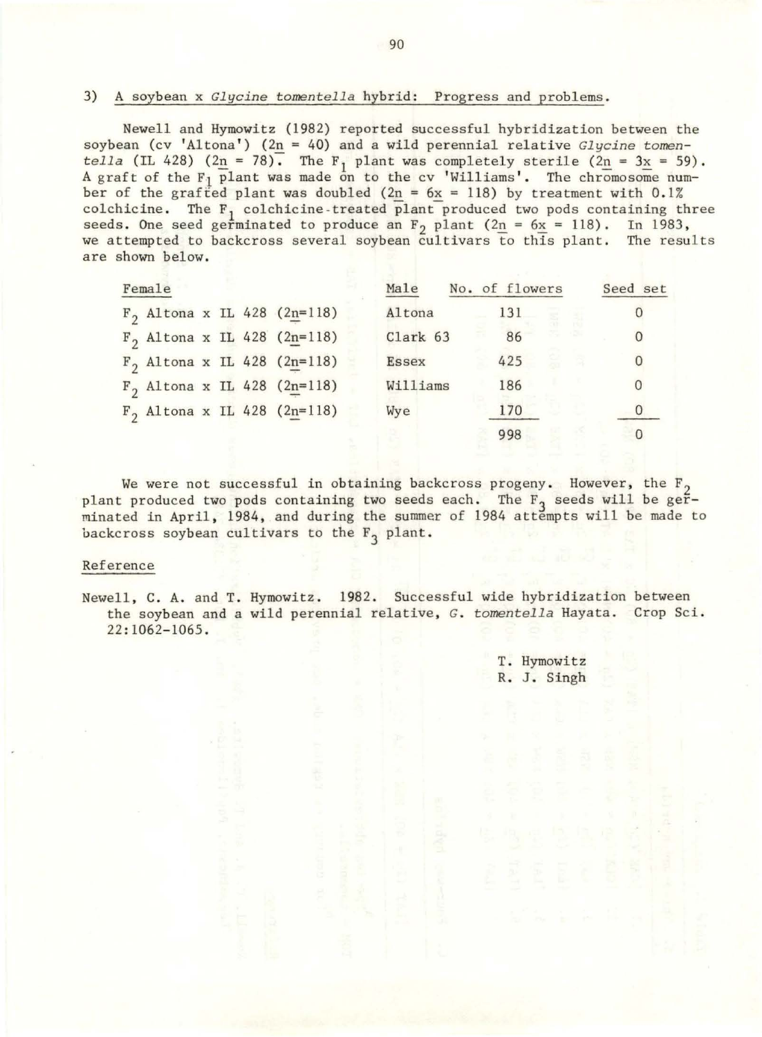### 3) A soybean x *Glycine tomentella* hybrid: Progress and problems.

Newell and Hymowitz (1982) reported successful hybridization between the soybean (cv 'Altona') ($2n = 40$) and a wild perennial relative *Glycine tomentella* (IL 428) ($2n = 78$). The $F_1$ plant was completely sterile ($2n = 3x = 59$). A graft of the $F_1$ plant was made on to the cv 'Williams'. The chromosome number of the grafted plant was doubled ($2n = 6x = 118$) by treatment with 0.1% colchicine. The $F_1$ colchicine-treated plant produced two pods containing three seeds. One seed germinated to produce an $F_2$ plant ($2n = 6x = 118$). In 1983, we attempted to backcross several soybean cultivars to this plant. The results are shown below.

| Female | Male | No. of flowers | Seed set |
|---|---|---|---|
| $F_2$ Altona x IL 428 ($2n$=118) | Altona | 131 | 0 |
| $F_2$ Altona x IL 428 ($2n$=118) | Clark 63 | 86 | 0 |
| $F_2$ Altona x IL 428 ($2n$=118) | Essex | 425 | 0 |
| $F_2$ Altona x IL 428 ($2n$=118) | Williams | 186 | 0 |
| $F_2$ Altona x IL 428 ($2n$=118) | Wye | 170 | 0 |
| | | 998 | 0 |

We were not successful in obtaining backcross progeny. However, the $F_2$ plant produced two pods containing two seeds each. The $F_3$ seeds will be germinated in April, 1984, and during the summer of 1984 attempts will be made to backcross soybean cultivars to the $F_3$ plant.

#### Reference

Newell, C. A. and T. Hymowitz. 1982. Successful wide hybridization between the soybean and a wild perennial relative, *G. tomentella* Hayata. Crop Sci. 22:1062-1065.

T. Hymowitz
R. J. Singh